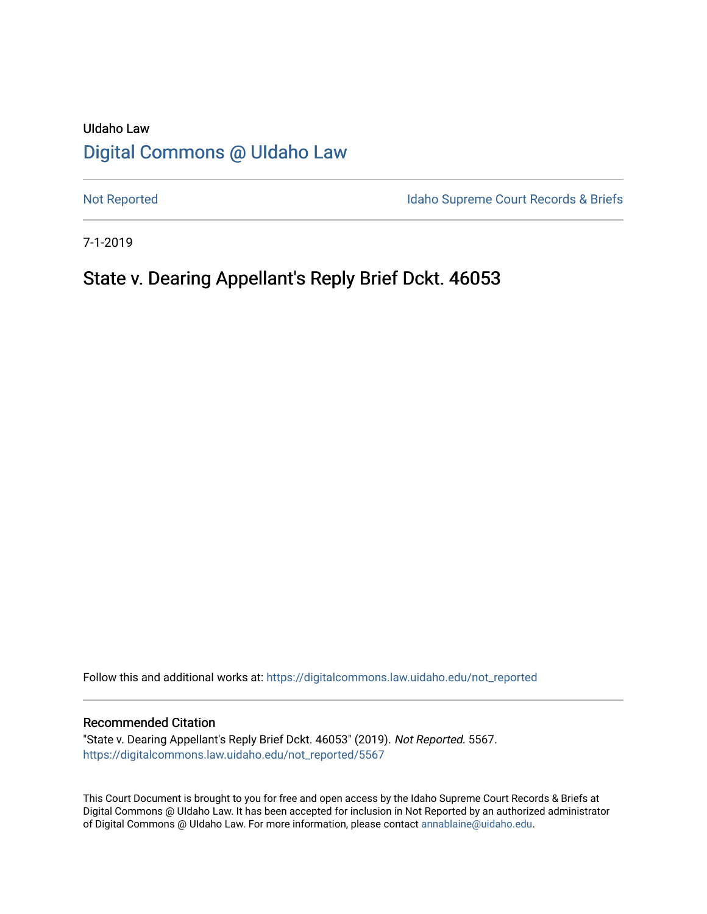UIdaho Law

# Digital Commons @ UIdaho Law

Not Reported

Idaho Supreme Court Records & Briefs

7-1-2019

## State v. Dearing Appellant's Reply Brief Dckt. 46053

Follow this and additional works at: https://digitalcommons.law.uidaho.edu/not_reported

### Recommended Citation

"State v. Dearing Appellant's Reply Brief Dckt. 46053" (2019). *Not Reported*. 5567.
https://digitalcommons.law.uidaho.edu/not_reported/5567

This Court Document is brought to you for free and open access by the Idaho Supreme Court Records & Briefs at Digital Commons @ UIdaho Law. It has been accepted for inclusion in Not Reported by an authorized administrator of Digital Commons @ UIdaho Law. For more information, please contact annablaine@uidaho.edu.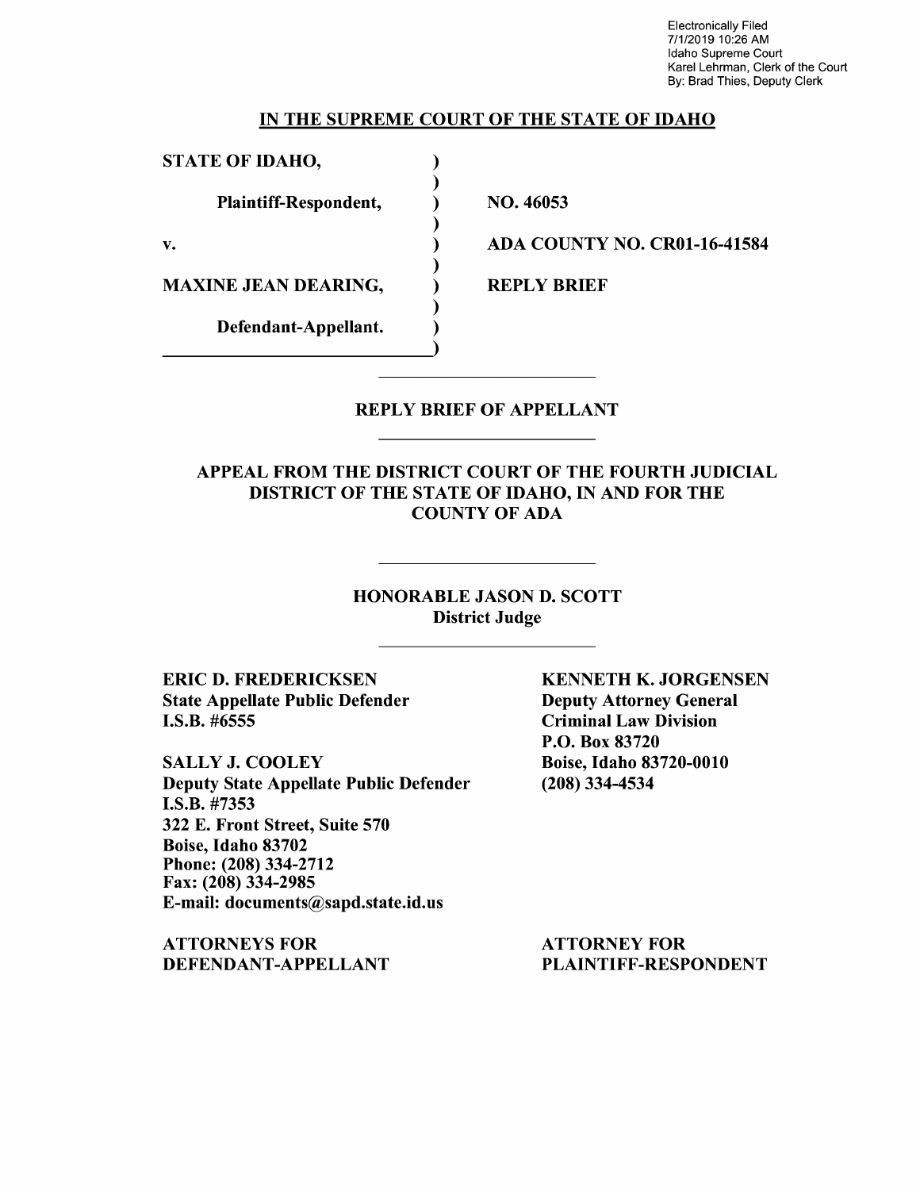Electronically Filed
7/1/2019 10:26 AM
Idaho Supreme Court
Karel Lehrman, Clerk of the Court
By: Brad Thies, Deputy Clerk

## IN THE SUPREME COURT OF THE STATE OF IDAHO

| | |
|---|---|
| **STATE OF IDAHO,** | |
| **Plaintiff-Respondent,** | **NO. 46053** |
| **v.** | **ADA COUNTY NO. CR01-16-41584** |
| **MAXINE JEAN DEARING,** | **REPLY BRIEF** |
| **Defendant-Appellant.** | |

## REPLY BRIEF OF APPELLANT

### APPEAL FROM THE DISTRICT COURT OF THE FOURTH JUDICIAL DISTRICT OF THE STATE OF IDAHO, IN AND FOR THE COUNTY OF ADA

**HONORABLE JASON D. SCOTT**
**District Judge**

**ERIC D. FREDERICKSEN**
**State Appellate Public Defender**
**I.S.B. #6555**

**SALLY J. COOLEY**
**Deputy State Appellate Public Defender**
**I.S.B. #7353**
**322 E. Front Street, Suite 570**
**Boise, Idaho 83702**
**Phone: (208) 334-2712**
**Fax: (208) 334-2985**
**E-mail: documents@sapd.state.id.us**

**ATTORNEYS FOR DEFENDANT-APPELLANT**

**KENNETH K. JORGENSEN**
**Deputy Attorney General**
**Criminal Law Division**
**P.O. Box 83720**
**Boise, Idaho 83720-0010**
**(208) 334-4534**

**ATTORNEY FOR PLAINTIFF-RESPONDENT**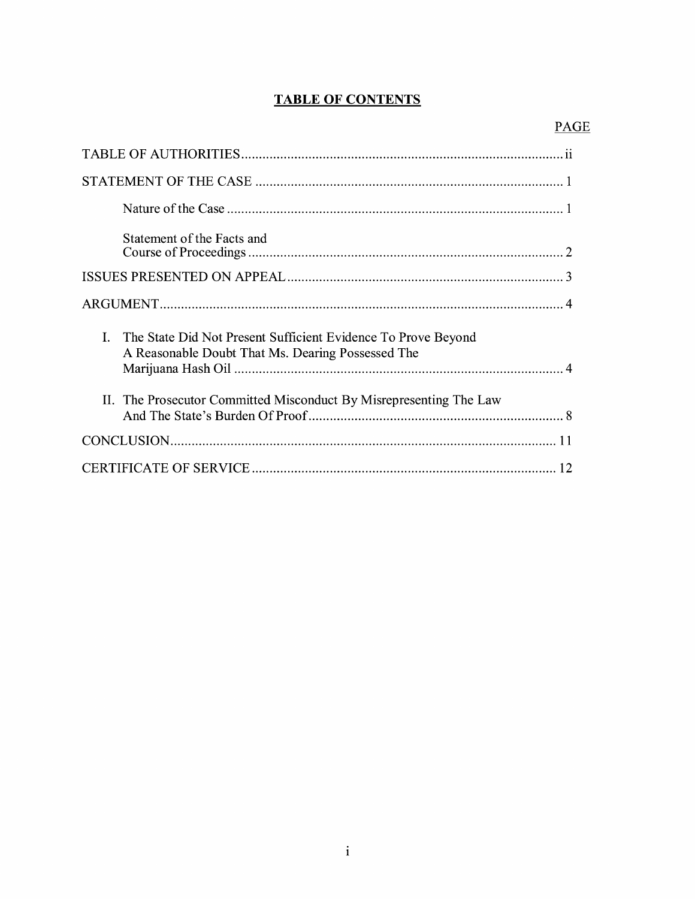# TABLE OF CONTENTS

| | PAGE |
|---|---|
| TABLE OF AUTHORITIES | ii |
| STATEMENT OF THE CASE | 1 |
| Nature of the Case | 1 |
| Statement of the Facts and Course of Proceedings | 2 |
| ISSUES PRESENTED ON APPEAL | 3 |
| ARGUMENT | 4 |
| I. The State Did Not Present Sufficient Evidence To Prove Beyond A Reasonable Doubt That Ms. Dearing Possessed The Marijuana Hash Oil | 4 |
| II. The Prosecutor Committed Misconduct By Misrepresenting The Law And The State's Burden Of Proof | 8 |
| CONCLUSION | 11 |
| CERTIFICATE OF SERVICE | 12 |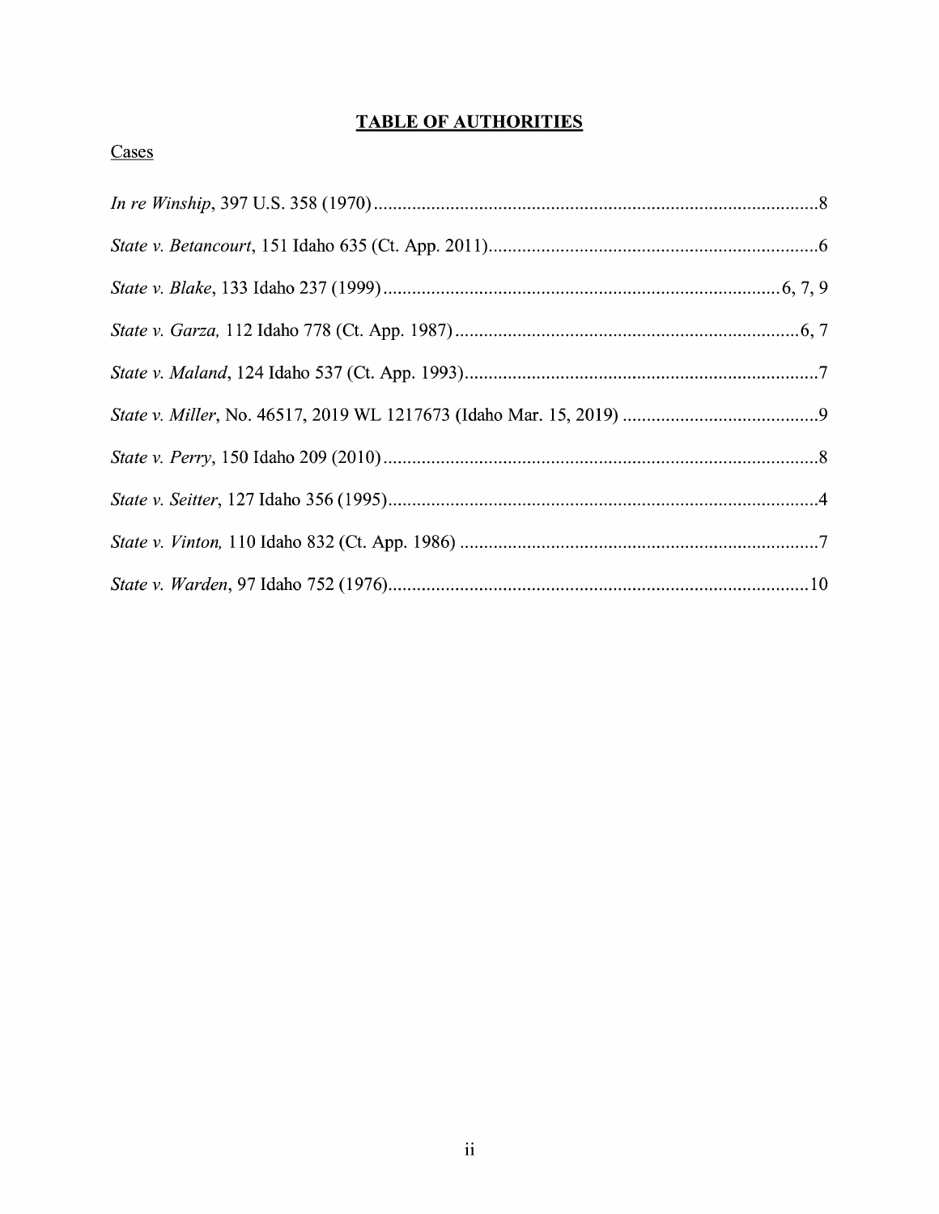# **TABLE OF AUTHORITIES**

Cases

*In re Winship*, 397 U.S. 358 (1970) .......................................................................................... 8

*State v. Betancourt*, 151 Idaho 635 (Ct. App. 2011) ..................................................................... 6

*State v. Blake*, 133 Idaho 237 (1999) ................................................................................... 6, 7, 9

*State v. Garza,* 112 Idaho 778 (Ct. App. 1987) ......................................................................... 6, 7

*State v. Maland*, 124 Idaho 537 (Ct. App. 1993) .......................................................................... 7

*State v. Miller*, No. 46517, 2019 WL 1217673 (Idaho Mar. 15, 2019) ......................................... 9

*State v. Perry*, 150 Idaho 209 (2010) ............................................................................................ 8

*State v. Seitter*, 127 Idaho 356 (1995) .......................................................................................... 4

*State v. Vinton,* 110 Idaho 832 (Ct. App. 1986) ........................................................................... 7

*State v. Warden*, 97 Idaho 752 (1976) ........................................................................................ 10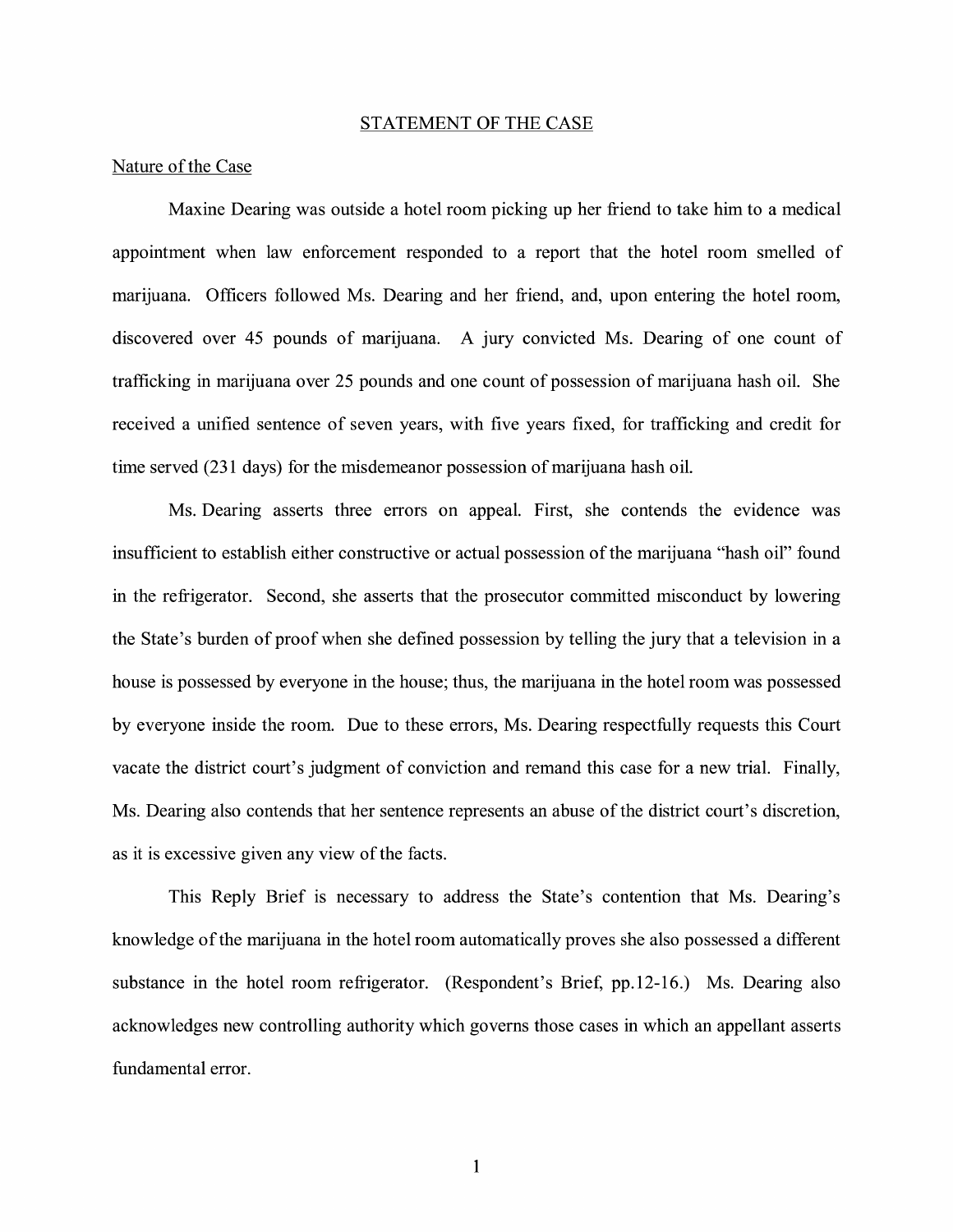## STATEMENT OF THE CASE

### Nature of the Case

Maxine Dearing was outside a hotel room picking up her friend to take him to a medical appointment when law enforcement responded to a report that the hotel room smelled of marijuana. Officers followed Ms. Dearing and her friend, and, upon entering the hotel room, discovered over 45 pounds of marijuana. A jury convicted Ms. Dearing of one count of trafficking in marijuana over 25 pounds and one count of possession of marijuana hash oil. She received a unified sentence of seven years, with five years fixed, for trafficking and credit for time served (231 days) for the misdemeanor possession of marijuana hash oil.

Ms. Dearing asserts three errors on appeal. First, she contends the evidence was insufficient to establish either constructive or actual possession of the marijuana "hash oil" found in the refrigerator. Second, she asserts that the prosecutor committed misconduct by lowering the State's burden of proof when she defined possession by telling the jury that a television in a house is possessed by everyone in the house; thus, the marijuana in the hotel room was possessed by everyone inside the room. Due to these errors, Ms. Dearing respectfully requests this Court vacate the district court's judgment of conviction and remand this case for a new trial. Finally, Ms. Dearing also contends that her sentence represents an abuse of the district court's discretion, as it is excessive given any view of the facts.

This Reply Brief is necessary to address the State's contention that Ms. Dearing's knowledge of the marijuana in the hotel room automatically proves she also possessed a different substance in the hotel room refrigerator. (Respondent's Brief, pp.12-16.) Ms. Dearing also acknowledges new controlling authority which governs those cases in which an appellant asserts fundamental error.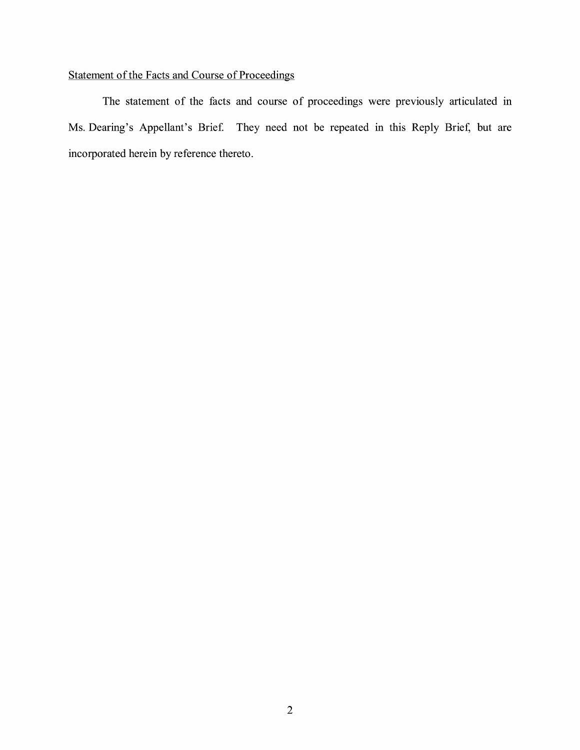<u>Statement of the Facts and Course of Proceedings</u>

The statement of the facts and course of proceedings were previously articulated in Ms. Dearing's Appellant's Brief. They need not be repeated in this Reply Brief, but are incorporated herein by reference thereto.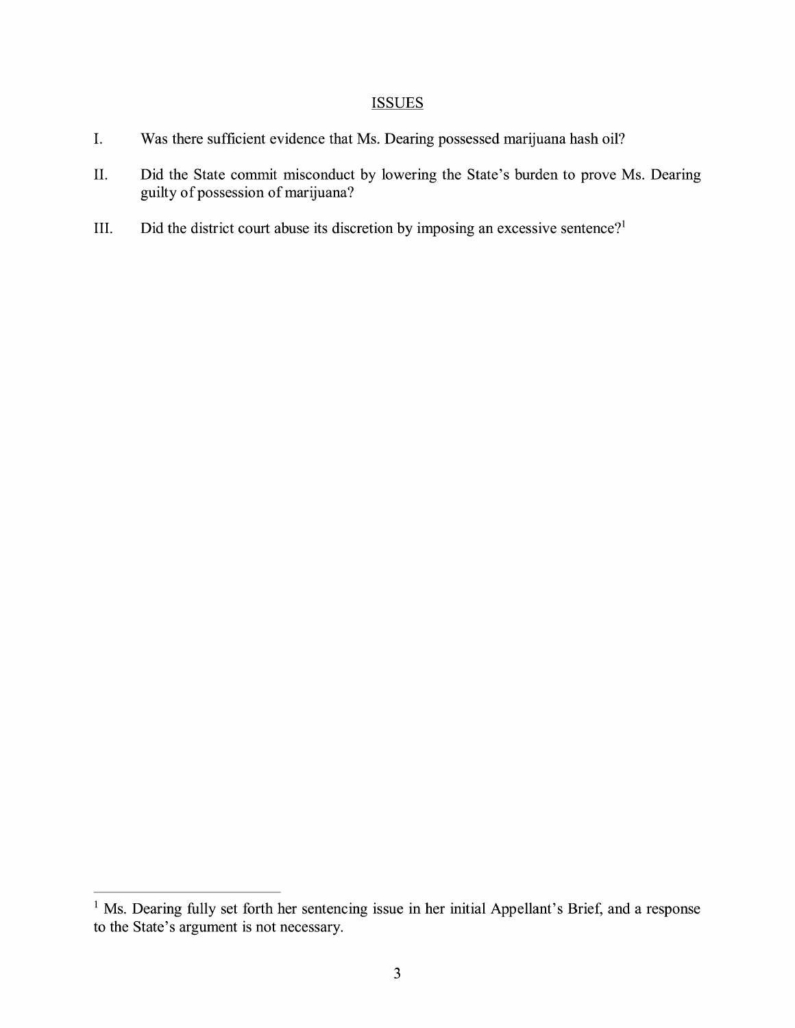## ISSUES

I. Was there sufficient evidence that Ms. Dearing possessed marijuana hash oil?

II. Did the State commit misconduct by lowering the State's burden to prove Ms. Dearing guilty of possession of marijuana?

III. Did the district court abuse its discretion by imposing an excessive sentence?[1]

---

[1] Ms. Dearing fully set forth her sentencing issue in her initial Appellant's Brief, and a response to the State's argument is not necessary.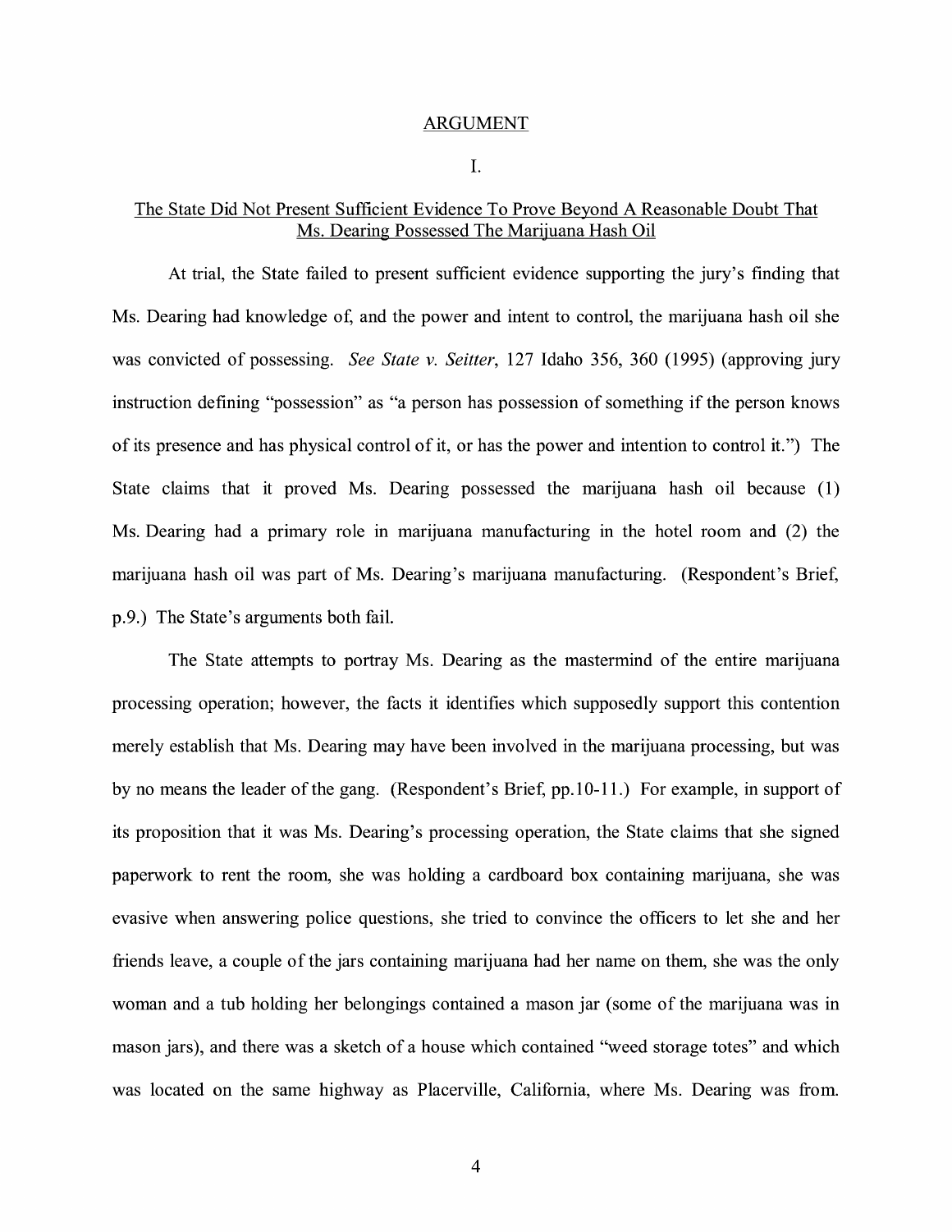## ARGUMENT

### I.

### The State Did Not Present Sufficient Evidence To Prove Beyond A Reasonable Doubt That Ms. Dearing Possessed The Marijuana Hash Oil

At trial, the State failed to present sufficient evidence supporting the jury's finding that Ms. Dearing had knowledge of, and the power and intent to control, the marijuana hash oil she was convicted of possessing. *See State v. Seitter*, 127 Idaho 356, 360 (1995) (approving jury instruction defining "possession" as "a person has possession of something if the person knows of its presence and has physical control of it, or has the power and intention to control it.") The State claims that it proved Ms. Dearing possessed the marijuana hash oil because (1) Ms. Dearing had a primary role in marijuana manufacturing in the hotel room and (2) the marijuana hash oil was part of Ms. Dearing's marijuana manufacturing. (Respondent's Brief, p.9.) The State's arguments both fail.

The State attempts to portray Ms. Dearing as the mastermind of the entire marijuana processing operation; however, the facts it identifies which supposedly support this contention merely establish that Ms. Dearing may have been involved in the marijuana processing, but was by no means the leader of the gang. (Respondent's Brief, pp.10-11.) For example, in support of its proposition that it was Ms. Dearing's processing operation, the State claims that she signed paperwork to rent the room, she was holding a cardboard box containing marijuana, she was evasive when answering police questions, she tried to convince the officers to let she and her friends leave, a couple of the jars containing marijuana had her name on them, she was the only woman and a tub holding her belongings contained a mason jar (some of the marijuana was in mason jars), and there was a sketch of a house which contained "weed storage totes" and which was located on the same highway as Placerville, California, where Ms. Dearing was from.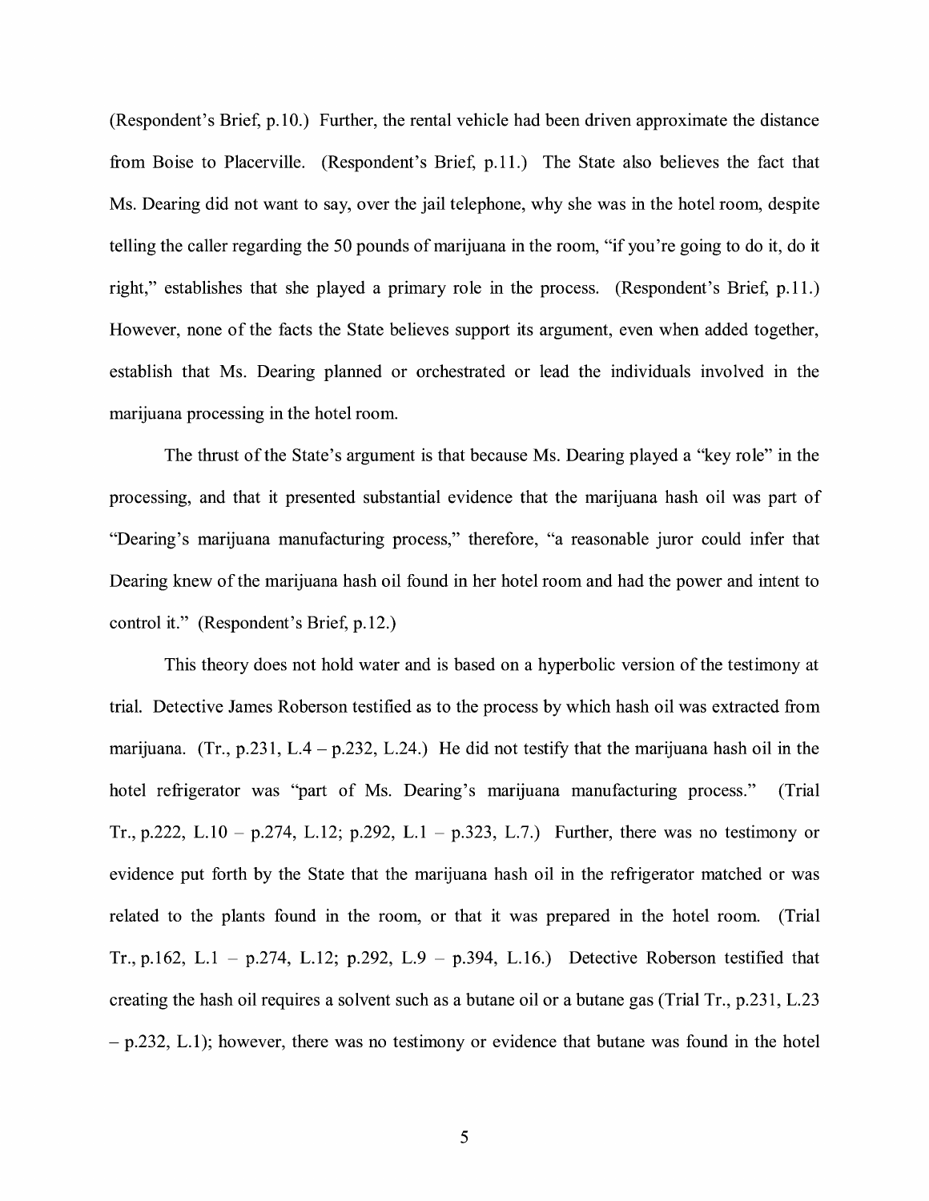(Respondent's Brief, p.10.) Further, the rental vehicle had been driven approximate the distance from Boise to Placerville. (Respondent's Brief, p.11.) The State also believes the fact that Ms. Dearing did not want to say, over the jail telephone, why she was in the hotel room, despite telling the caller regarding the 50 pounds of marijuana in the room, "if you're going to do it, do it right," establishes that she played a primary role in the process. (Respondent's Brief, p.11.) However, none of the facts the State believes support its argument, even when added together, establish that Ms. Dearing planned or orchestrated or lead the individuals involved in the marijuana processing in the hotel room.

The thrust of the State's argument is that because Ms. Dearing played a "key role" in the processing, and that it presented substantial evidence that the marijuana hash oil was part of "Dearing's marijuana manufacturing process," therefore, "a reasonable juror could infer that Dearing knew of the marijuana hash oil found in her hotel room and had the power and intent to control it." (Respondent's Brief, p.12.)

This theory does not hold water and is based on a hyperbolic version of the testimony at trial. Detective James Roberson testified as to the process by which hash oil was extracted from marijuana. (Tr., p.231, L.4 – p.232, L.24.) He did not testify that the marijuana hash oil in the hotel refrigerator was "part of Ms. Dearing's marijuana manufacturing process." (Trial Tr., p.222, L.10 – p.274, L.12; p.292, L.1 – p.323, L.7.) Further, there was no testimony or evidence put forth by the State that the marijuana hash oil in the refrigerator matched or was related to the plants found in the room, or that it was prepared in the hotel room. (Trial Tr., p.162, L.1 – p.274, L.12; p.292, L.9 – p.394, L.16.) Detective Roberson testified that creating the hash oil requires a solvent such as a butane oil or a butane gas (Trial Tr., p.231, L.23 – p.232, L.1); however, there was no testimony or evidence that butane was found in the hotel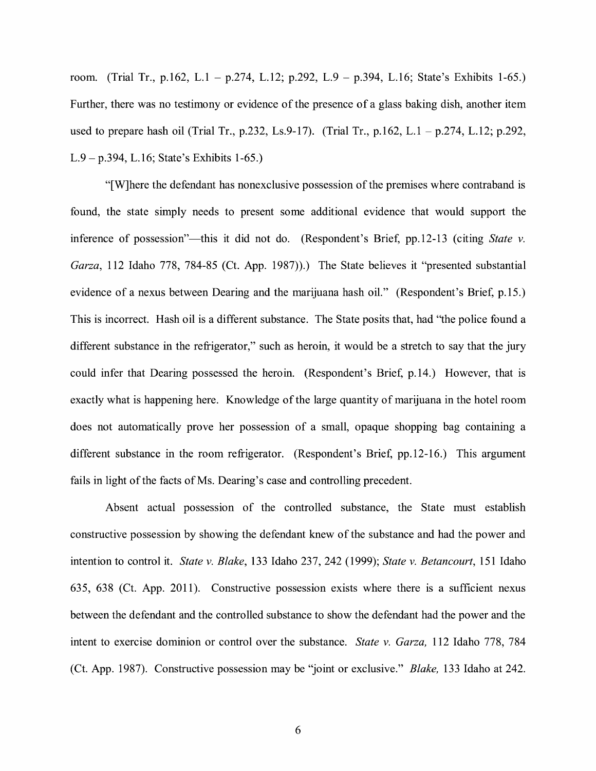room. (Trial Tr., p.162, L.1 – p.274, L.12; p.292, L.9 – p.394, L.16; State's Exhibits 1-65.) Further, there was no testimony or evidence of the presence of a glass baking dish, another item used to prepare hash oil (Trial Tr., p.232, Ls.9-17). (Trial Tr., p.162, L.1 – p.274, L.12; p.292, L.9 – p.394, L.16; State's Exhibits 1-65.)

"[W]here the defendant has nonexclusive possession of the premises where contraband is found, the state simply needs to present some additional evidence that would support the inference of possession"—this it did not do. (Respondent's Brief, pp.12-13 (citing *State v. Garza*, 112 Idaho 778, 784-85 (Ct. App. 1987)).) The State believes it "presented substantial evidence of a nexus between Dearing and the marijuana hash oil." (Respondent's Brief, p.15.) This is incorrect. Hash oil is a different substance. The State posits that, had "the police found a different substance in the refrigerator," such as heroin, it would be a stretch to say that the jury could infer that Dearing possessed the heroin. (Respondent's Brief, p.14.) However, that is exactly what is happening here. Knowledge of the large quantity of marijuana in the hotel room does not automatically prove her possession of a small, opaque shopping bag containing a different substance in the room refrigerator. (Respondent's Brief, pp.12-16.) This argument fails in light of the facts of Ms. Dearing's case and controlling precedent.

Absent actual possession of the controlled substance, the State must establish constructive possession by showing the defendant knew of the substance and had the power and intention to control it. *State v. Blake*, 133 Idaho 237, 242 (1999); *State v. Betancourt*, 151 Idaho 635, 638 (Ct. App. 2011). Constructive possession exists where there is a sufficient nexus between the defendant and the controlled substance to show the defendant had the power and the intent to exercise dominion or control over the substance. *State v. Garza,* 112 Idaho 778, 784 (Ct. App. 1987). Constructive possession may be "joint or exclusive." *Blake,* 133 Idaho at 242.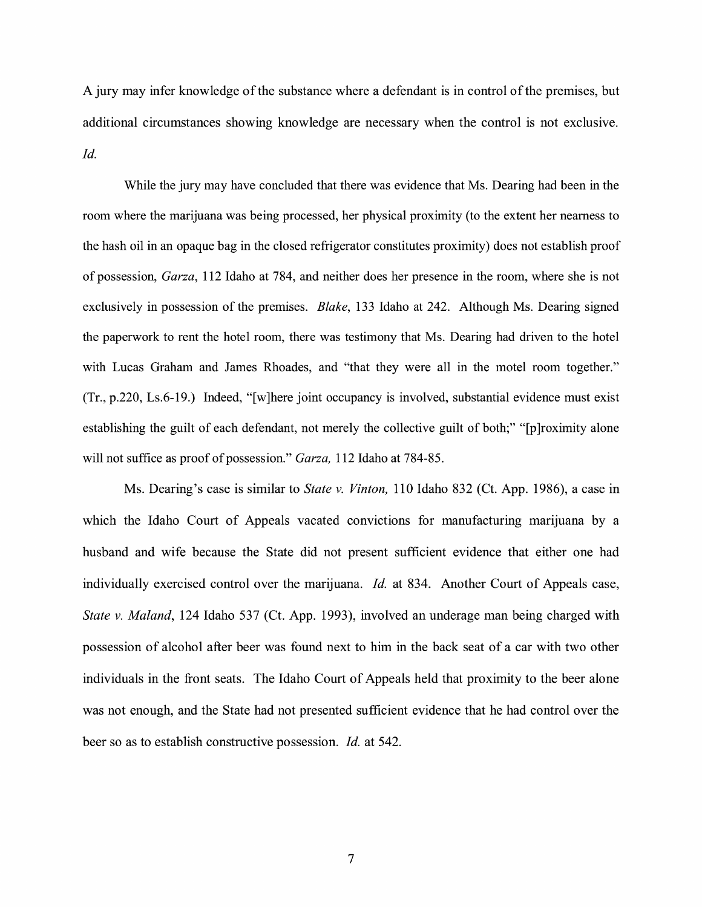A jury may infer knowledge of the substance where a defendant is in control of the premises, but additional circumstances showing knowledge are necessary when the control is not exclusive. *Id.*

While the jury may have concluded that there was evidence that Ms. Dearing had been in the room where the marijuana was being processed, her physical proximity (to the extent her nearness to the hash oil in an opaque bag in the closed refrigerator constitutes proximity) does not establish proof of possession, *Garza*, 112 Idaho at 784, and neither does her presence in the room, where she is not exclusively in possession of the premises. *Blake*, 133 Idaho at 242. Although Ms. Dearing signed the paperwork to rent the hotel room, there was testimony that Ms. Dearing had driven to the hotel with Lucas Graham and James Rhoades, and "that they were all in the motel room together." (Tr., p.220, Ls.6-19.) Indeed, "[w]here joint occupancy is involved, substantial evidence must exist establishing the guilt of each defendant, not merely the collective guilt of both;" "[p]roximity alone will not suffice as proof of possession." *Garza,* 112 Idaho at 784-85.

Ms. Dearing's case is similar to *State v. Vinton,* 110 Idaho 832 (Ct. App. 1986), a case in which the Idaho Court of Appeals vacated convictions for manufacturing marijuana by a husband and wife because the State did not present sufficient evidence that either one had individually exercised control over the marijuana. *Id.* at 834. Another Court of Appeals case, *State v. Maland*, 124 Idaho 537 (Ct. App. 1993), involved an underage man being charged with possession of alcohol after beer was found next to him in the back seat of a car with two other individuals in the front seats. The Idaho Court of Appeals held that proximity to the beer alone was not enough, and the State had not presented sufficient evidence that he had control over the beer so as to establish constructive possession. *Id.* at 542.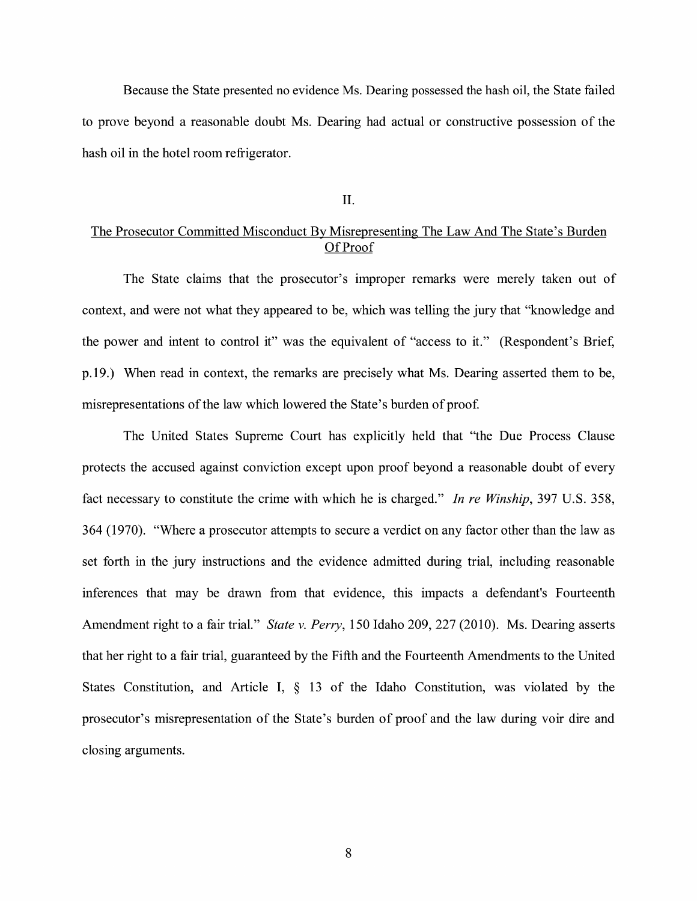Because the State presented no evidence Ms. Dearing possessed the hash oil, the State failed to prove beyond a reasonable doubt Ms. Dearing had actual or constructive possession of the hash oil in the hotel room refrigerator.

II.

## The Prosecutor Committed Misconduct By Misrepresenting The Law And The State's Burden Of Proof

The State claims that the prosecutor's improper remarks were merely taken out of context, and were not what they appeared to be, which was telling the jury that "knowledge and the power and intent to control it" was the equivalent of "access to it." (Respondent's Brief, p.19.) When read in context, the remarks are precisely what Ms. Dearing asserted them to be, misrepresentations of the law which lowered the State's burden of proof.

The United States Supreme Court has explicitly held that "the Due Process Clause protects the accused against conviction except upon proof beyond a reasonable doubt of every fact necessary to constitute the crime with which he is charged." *In re Winship*, 397 U.S. 358, 364 (1970). "Where a prosecutor attempts to secure a verdict on any factor other than the law as set forth in the jury instructions and the evidence admitted during trial, including reasonable inferences that may be drawn from that evidence, this impacts a defendant's Fourteenth Amendment right to a fair trial." *State v. Perry*, 150 Idaho 209, 227 (2010). Ms. Dearing asserts that her right to a fair trial, guaranteed by the Fifth and the Fourteenth Amendments to the United States Constitution, and Article I, § 13 of the Idaho Constitution, was violated by the prosecutor's misrepresentation of the State's burden of proof and the law during voir dire and closing arguments.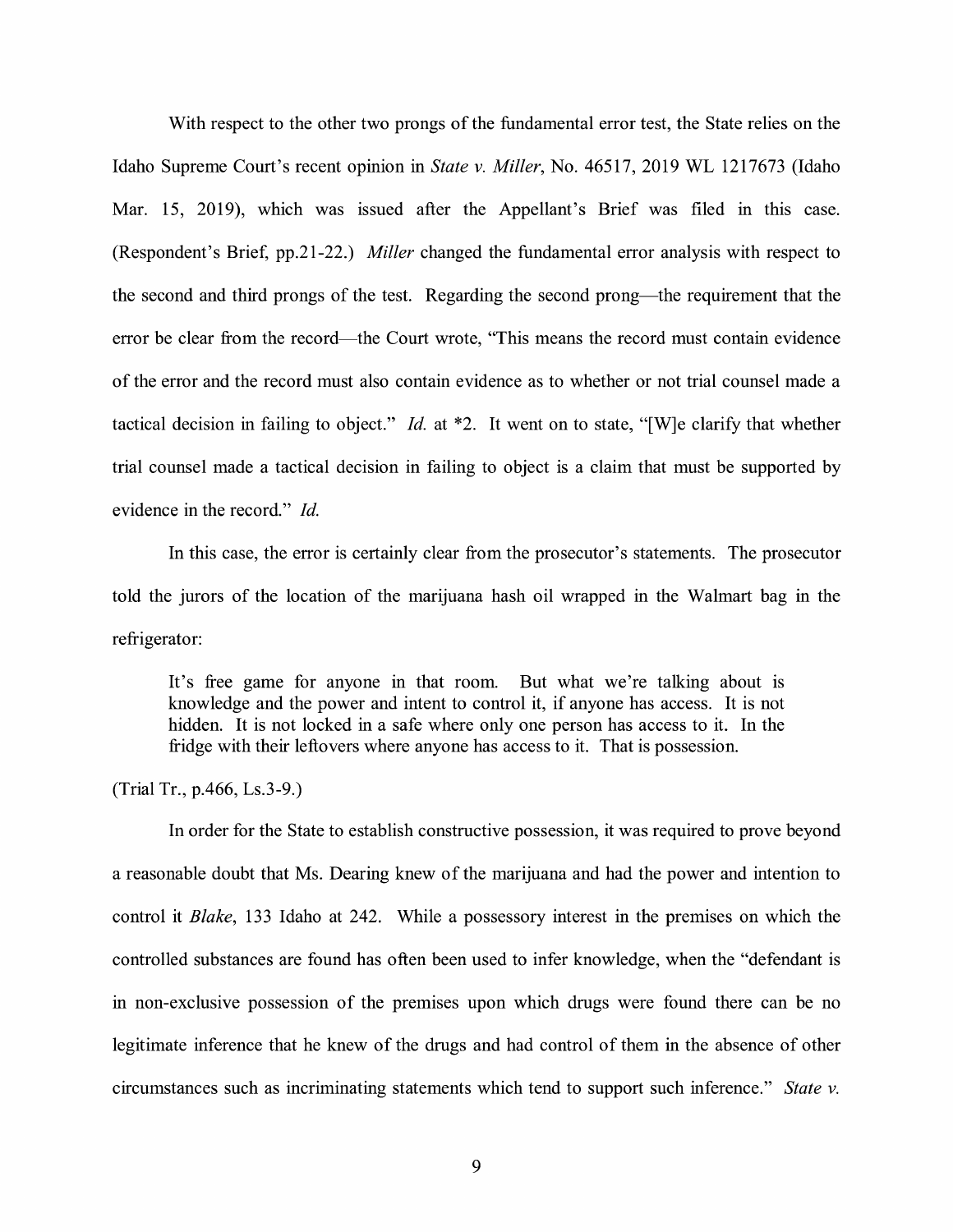With respect to the other two prongs of the fundamental error test, the State relies on the Idaho Supreme Court's recent opinion in *State v. Miller*, No. 46517, 2019 WL 1217673 (Idaho Mar. 15, 2019), which was issued after the Appellant's Brief was filed in this case. (Respondent's Brief, pp.21-22.) *Miller* changed the fundamental error analysis with respect to the second and third prongs of the test. Regarding the second prong—the requirement that the error be clear from the record—the Court wrote, "This means the record must contain evidence of the error and the record must also contain evidence as to whether or not trial counsel made a tactical decision in failing to object." *Id.* at *2. It went on to state, "[W]e clarify that whether trial counsel made a tactical decision in failing to object is a claim that must be supported by evidence in the record." *Id.*

In this case, the error is certainly clear from the prosecutor's statements. The prosecutor told the jurors of the location of the marijuana hash oil wrapped in the Walmart bag in the refrigerator:

> It's free game for anyone in that room. But what we're talking about is knowledge and the power and intent to control it, if anyone has access. It is not hidden. It is not locked in a safe where only one person has access to it. In the fridge with their leftovers where anyone has access to it. That is possession.

(Trial Tr., p.466, Ls.3-9.)

In order for the State to establish constructive possession, it was required to prove beyond a reasonable doubt that Ms. Dearing knew of the marijuana and had the power and intention to control it *Blake*, 133 Idaho at 242. While a possessory interest in the premises on which the controlled substances are found has often been used to infer knowledge, when the "defendant is in non-exclusive possession of the premises upon which drugs were found there can be no legitimate inference that he knew of the drugs and had control of them in the absence of other circumstances such as incriminating statements which tend to support such inference." *State v.*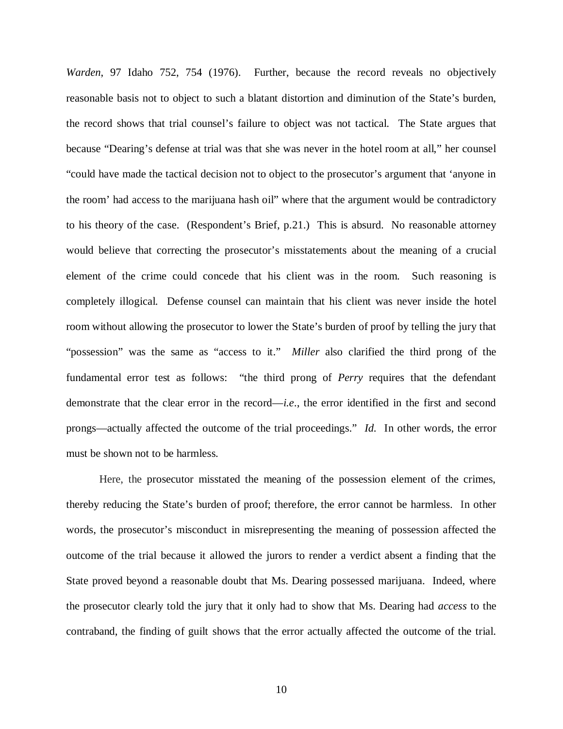*Warden*, 97 Idaho 752, 754 (1976). Further, because the record reveals no objectively reasonable basis not to object to such a blatant distortion and diminution of the State's burden, the record shows that trial counsel's failure to object was not tactical. The State argues that because "Dearing's defense at trial was that she was never in the hotel room at all," her counsel "could have made the tactical decision not to object to the prosecutor's argument that 'anyone in the room' had access to the marijuana hash oil" where that the argument would be contradictory to his theory of the case. (Respondent's Brief, p.21.) This is absurd. No reasonable attorney would believe that correcting the prosecutor's misstatements about the meaning of a crucial element of the crime could concede that his client was in the room. Such reasoning is completely illogical. Defense counsel can maintain that his client was never inside the hotel room without allowing the prosecutor to lower the State's burden of proof by telling the jury that "possession" was the same as "access to it." *Miller* also clarified the third prong of the fundamental error test as follows: "the third prong of *Perry* requires that the defendant demonstrate that the clear error in the record—*i.e.*, the error identified in the first and second prongs—actually affected the outcome of the trial proceedings." *Id.* In other words, the error must be shown not to be harmless.

Here, the prosecutor misstated the meaning of the possession element of the crimes, thereby reducing the State's burden of proof; therefore, the error cannot be harmless. In other words, the prosecutor's misconduct in misrepresenting the meaning of possession affected the outcome of the trial because it allowed the jurors to render a verdict absent a finding that the State proved beyond a reasonable doubt that Ms. Dearing possessed marijuana. Indeed, where the prosecutor clearly told the jury that it only had to show that Ms. Dearing had *access* to the contraband, the finding of guilt shows that the error actually affected the outcome of the trial.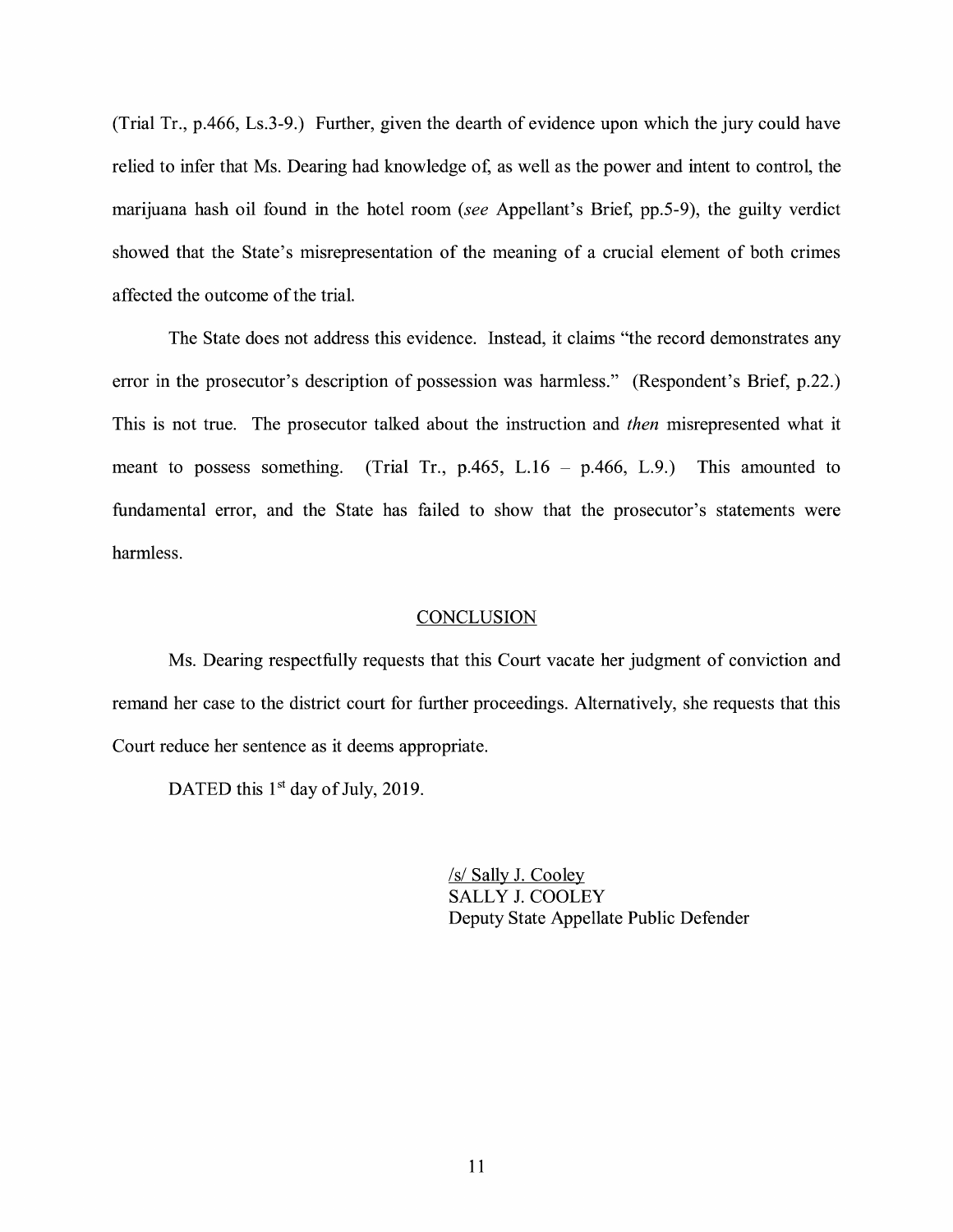(Trial Tr., p.466, Ls.3-9.) Further, given the dearth of evidence upon which the jury could have relied to infer that Ms. Dearing had knowledge of, as well as the power and intent to control, the marijuana hash oil found in the hotel room (*see* Appellant's Brief, pp.5-9), the guilty verdict showed that the State's misrepresentation of the meaning of a crucial element of both crimes affected the outcome of the trial.

The State does not address this evidence. Instead, it claims "the record demonstrates any error in the prosecutor's description of possession was harmless." (Respondent's Brief, p.22.) This is not true. The prosecutor talked about the instruction and *then* misrepresented what it meant to possess something. (Trial Tr., p.465, L.16 – p.466, L.9.) This amounted to fundamental error, and the State has failed to show that the prosecutor's statements were harmless.

## CONCLUSION

Ms. Dearing respectfully requests that this Court vacate her judgment of conviction and remand her case to the district court for further proceedings. Alternatively, she requests that this Court reduce her sentence as it deems appropriate.

DATED this 1st day of July, 2019.

/s/ Sally J. Cooley
SALLY J. COOLEY
Deputy State Appellate Public Defender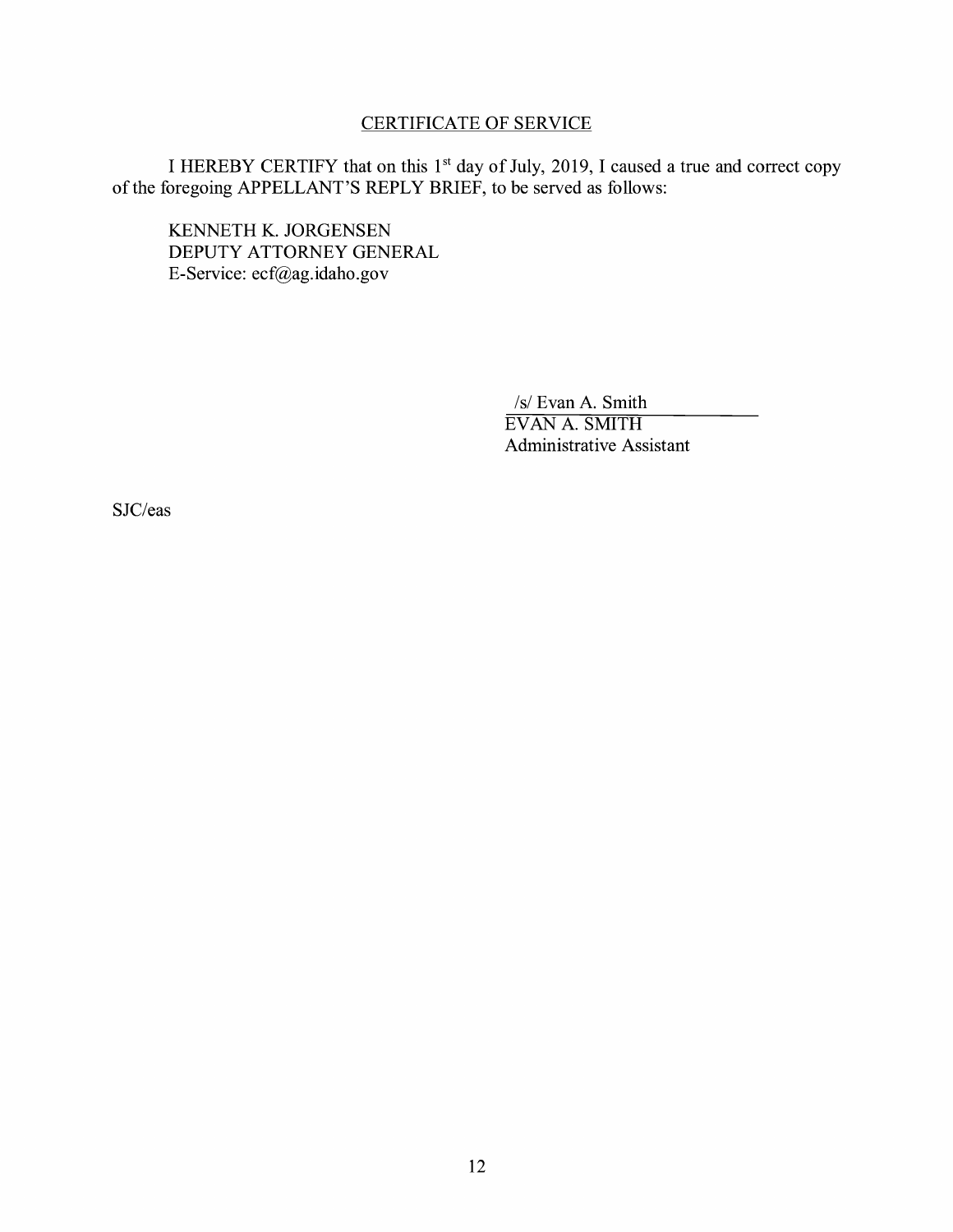## CERTIFICATE OF SERVICE

I HEREBY CERTIFY that on this 1st day of July, 2019, I caused a true and correct copy of the foregoing APPELLANT'S REPLY BRIEF, to be served as follows:

KENNETH K. JORGENSEN
DEPUTY ATTORNEY GENERAL
E-Service: ecf@ag.idaho.gov

/s/ Evan A. Smith
EVAN A. SMITH
Administrative Assistant

SJC/eas